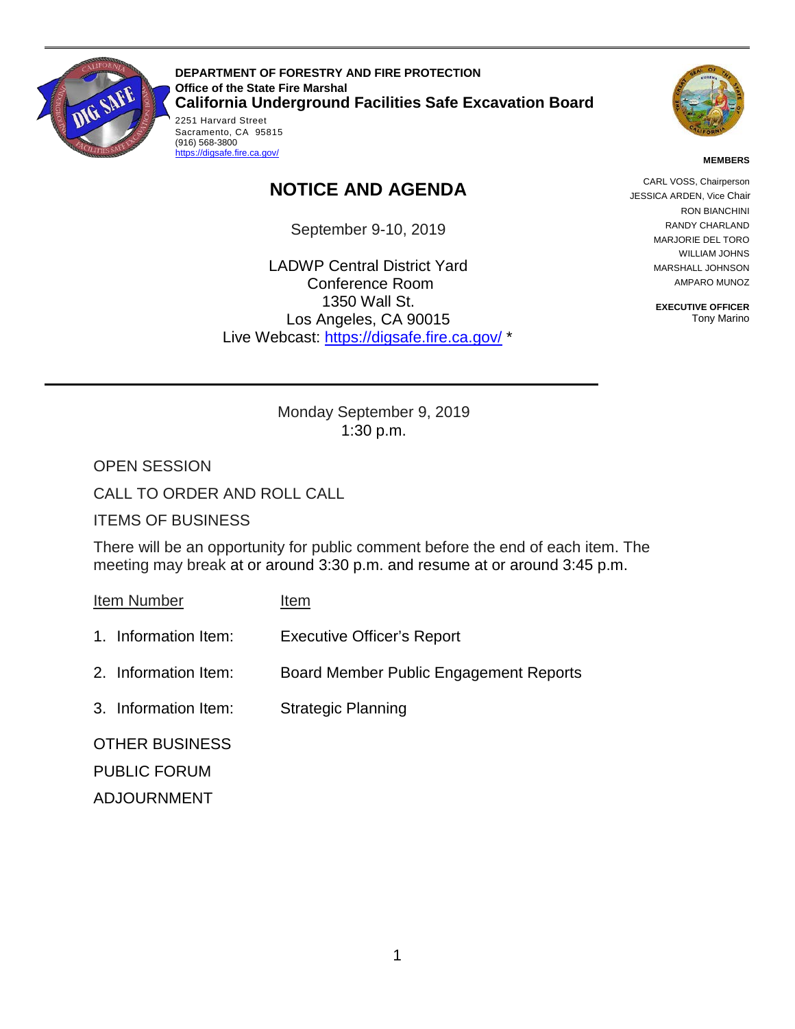**DEPARTMENT OF FORESTRY AND FIRE PROTECTION**
**Office of the State Fire Marshal**
**California Underground Facilities Safe Excavation Board**

2251 Harvard Street
Sacramento, CA 95815
(916) 568-3800
https://digsafe.fire.ca.gov/

**MEMBERS**

CARL VOSS, Chairperson
JESSICA ARDEN, Vice Chair
RON BIANCHINI
RANDY CHARLAND
MARJORIE DEL TORO
WILLIAM JOHNS
MARSHALL JOHNSON
AMPARO MUNOZ

**EXECUTIVE OFFICER**
Tony Marino

# NOTICE AND AGENDA

September 9-10, 2019

LADWP Central District Yard
Conference Room
1350 Wall St.
Los Angeles, CA 90015
Live Webcast: https://digsafe.fire.ca.gov/ *

---

Monday September 9, 2019
1:30 p.m.

OPEN SESSION

CALL TO ORDER AND ROLL CALL

ITEMS OF BUSINESS

There will be an opportunity for public comment before the end of each item. The meeting may break at or around 3:30 p.m. and resume at or around 3:45 p.m.

| Item Number | Item |
|---|---|
| 1. Information Item: | Executive Officer's Report |
| 2. Information Item: | Board Member Public Engagement Reports |
| 3. Information Item: | Strategic Planning |

OTHER BUSINESS

PUBLIC FORUM

ADJOURNMENT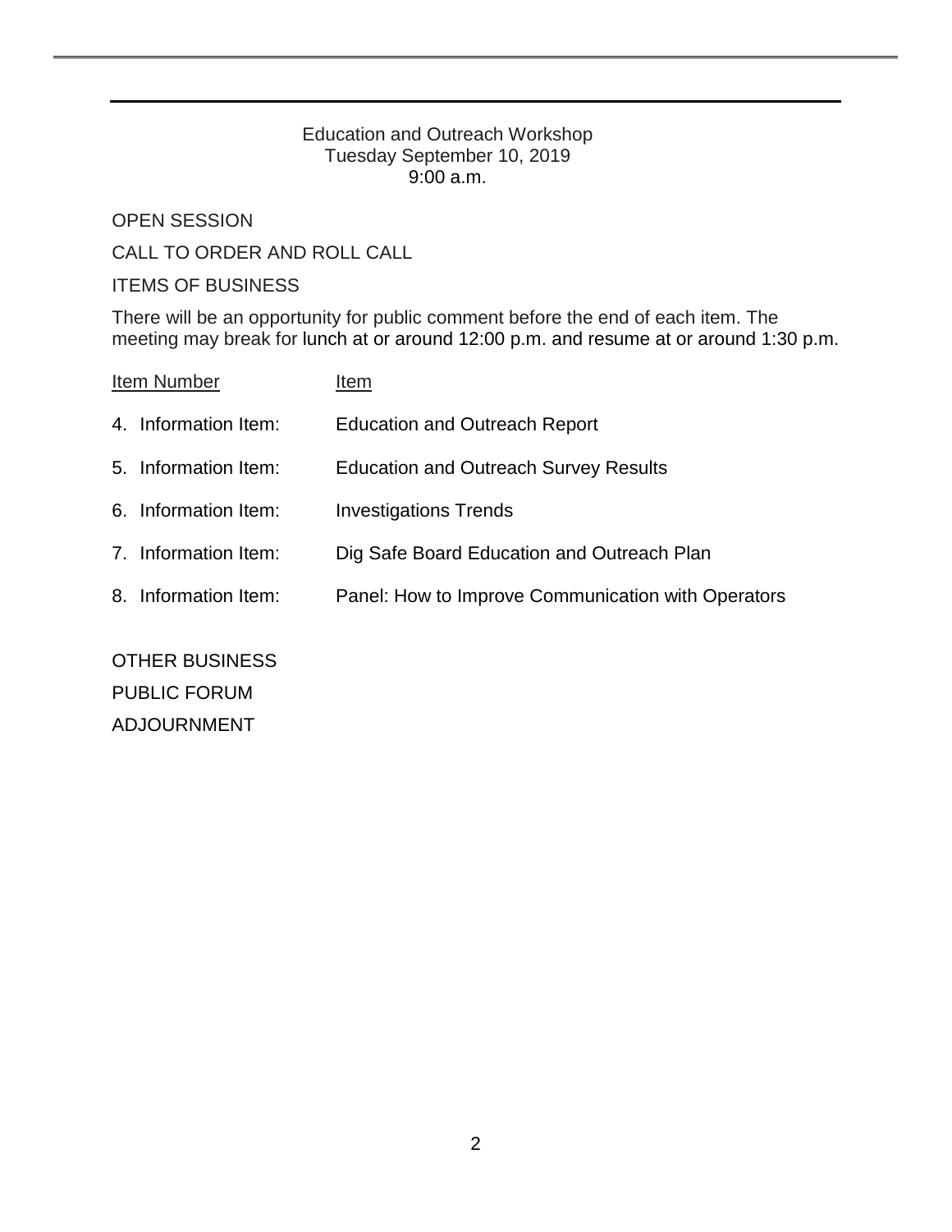Education and Outreach Workshop
Tuesday September 10, 2019
9:00 a.m.

OPEN SESSION

CALL TO ORDER AND ROLL CALL

ITEMS OF BUSINESS

There will be an opportunity for public comment before the end of each item. The meeting may break for lunch at or around 12:00 p.m. and resume at or around 1:30 p.m.

| Item Number | Item |
| --- | --- |
| 4. Information Item: | Education and Outreach Report |
| 5. Information Item: | Education and Outreach Survey Results |
| 6. Information Item: | Investigations Trends |
| 7. Information Item: | Dig Safe Board Education and Outreach Plan |
| 8. Information Item: | Panel: How to Improve Communication with Operators |

OTHER BUSINESS

PUBLIC FORUM

ADJOURNMENT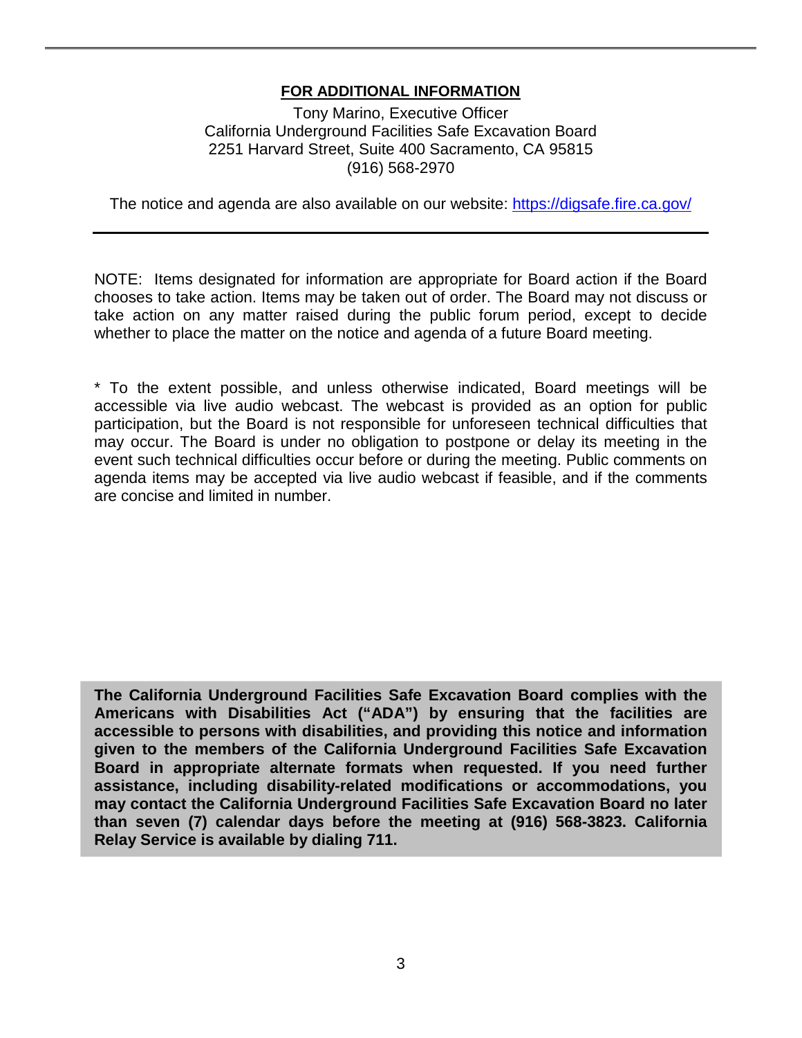**FOR ADDITIONAL INFORMATION**

Tony Marino, Executive Officer
California Underground Facilities Safe Excavation Board
2251 Harvard Street, Suite 400 Sacramento, CA 95815
(916) 568-2970

The notice and agenda are also available on our website: https://digsafe.fire.ca.gov/

---

NOTE: Items designated for information are appropriate for Board action if the Board chooses to take action. Items may be taken out of order. The Board may not discuss or take action on any matter raised during the public forum period, except to decide whether to place the matter on the notice and agenda of a future Board meeting.

* To the extent possible, and unless otherwise indicated, Board meetings will be accessible via live audio webcast. The webcast is provided as an option for public participation, but the Board is not responsible for unforeseen technical difficulties that may occur. The Board is under no obligation to postpone or delay its meeting in the event such technical difficulties occur before or during the meeting. Public comments on agenda items may be accepted via live audio webcast if feasible, and if the comments are concise and limited in number.

**The California Underground Facilities Safe Excavation Board complies with the Americans with Disabilities Act ("ADA") by ensuring that the facilities are accessible to persons with disabilities, and providing this notice and information given to the members of the California Underground Facilities Safe Excavation Board in appropriate alternate formats when requested. If you need further assistance, including disability-related modifications or accommodations, you may contact the California Underground Facilities Safe Excavation Board no later than seven (7) calendar days before the meeting at (916) 568-3823. California Relay Service is available by dialing 711.**